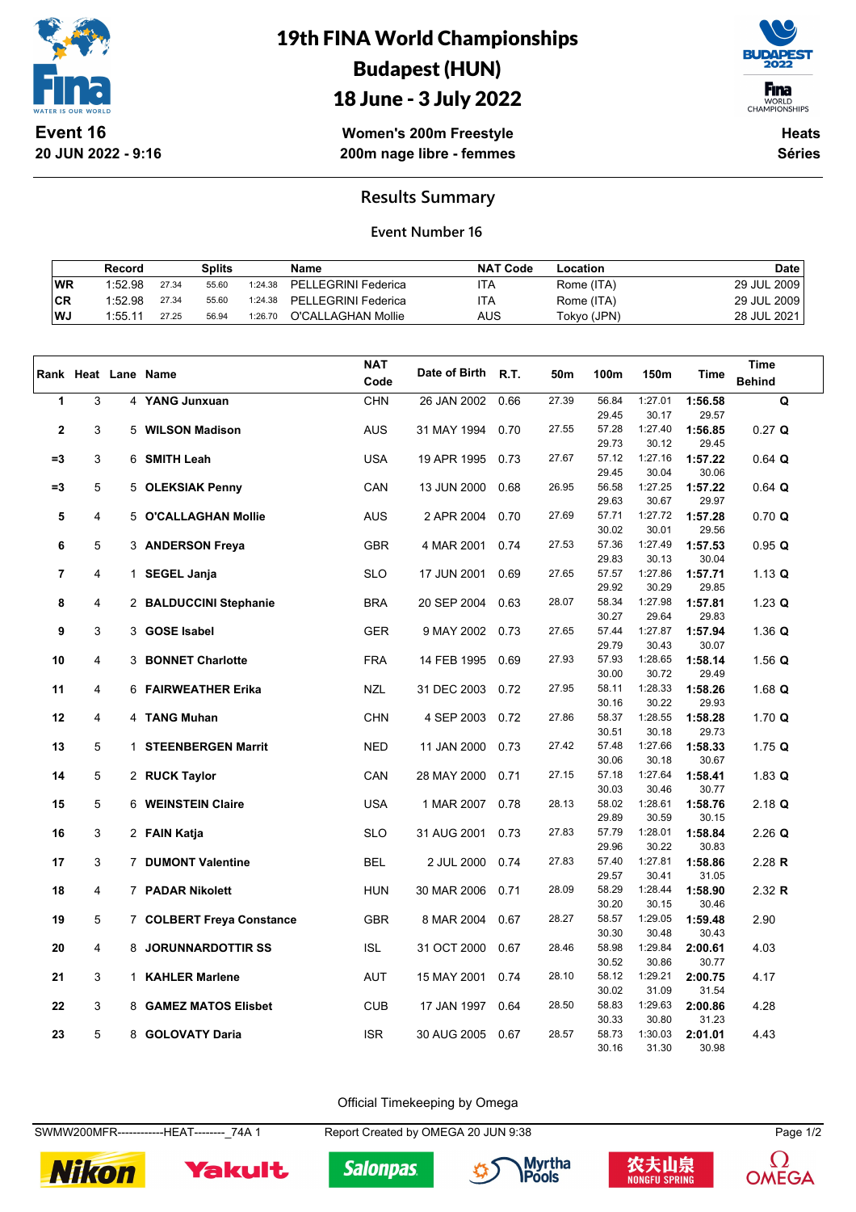# 19th FINA World Championships
## Budapest (HUN)
## 18 June - 3 July 2022

**Event 16**
**20 JUN 2022 - 9:16**

**Women's 200m Freestyle**
**200m nage libre - femmes**

**Heats**
**Séries**

### Results Summary

**Event Number 16**

| | Record | Splits | | | Name | NAT Code | Location | Date |
|---|---|---|---|---|---|---|---|---|
| WR | 1:52.98 | 27.34 | 55.60 | 1:24.38 | PELLEGRINI Federica | ITA | Rome (ITA) | 29 JUL 2009 |
| CR | 1:52.98 | 27.34 | 55.60 | 1:24.38 | PELLEGRINI Federica | ITA | Rome (ITA) | 29 JUL 2009 |
| WJ | 1:55.11 | 27.25 | 56.94 | 1:26.70 | O'CALLAGHAN Mollie | AUS | Tokyo (JPN) | 28 JUL 2021 |

| Rank | Heat | Lane | Name | NAT Code | Date of Birth | R.T. | 50m | 100m | 150m | Time | Time Behind |
|---|---|---|---|---|---|---|---|---|---|---|---|
| 1 | 3 | 4 | **YANG Junxuan** | CHN | 26 JAN 2002 | 0.66 | 27.39 | 56.84 | 1:27.01 | **1:56.58** | **Q** |
| | | | | | | | | 29.45 | 30.17 | 29.57 | |
| 2 | 3 | 5 | **WILSON Madison** | AUS | 31 MAY 1994 | 0.70 | 27.55 | 57.28 | 1:27.40 | **1:56.85** | 0.27 **Q** |
| | | | | | | | | 29.73 | 30.12 | 29.45 | |
| =3 | 3 | 6 | **SMITH Leah** | USA | 19 APR 1995 | 0.73 | 27.67 | 57.12 | 1:27.16 | **1:57.22** | 0.64 **Q** |
| | | | | | | | | 29.45 | 30.04 | 30.06 | |
| =3 | 5 | 5 | **OLEKSIAK Penny** | CAN | 13 JUN 2000 | 0.68 | 26.95 | 56.58 | 1:27.25 | **1:57.22** | 0.64 **Q** |
| | | | | | | | | 29.63 | 30.67 | 29.97 | |
| 5 | 4 | 5 | **O'CALLAGHAN Mollie** | AUS | 2 APR 2004 | 0.70 | 27.69 | 57.71 | 1:27.72 | **1:57.28** | 0.70 **Q** |
| | | | | | | | | 30.02 | 30.01 | 29.56 | |
| 6 | 5 | 3 | **ANDERSON Freya** | GBR | 4 MAR 2001 | 0.74 | 27.53 | 57.36 | 1:27.49 | **1:57.53** | 0.95 **Q** |
| | | | | | | | | 29.83 | 30.13 | 30.04 | |
| 7 | 4 | 1 | **SEGEL Janja** | SLO | 17 JUN 2001 | 0.69 | 27.65 | 57.57 | 1:27.86 | **1:57.71** | 1.13 **Q** |
| | | | | | | | | 29.92 | 30.29 | 29.85 | |
| 8 | 4 | 2 | **BALDUCCINI Stephanie** | BRA | 20 SEP 2004 | 0.63 | 28.07 | 58.34 | 1:27.98 | **1:57.81** | 1.23 **Q** |
| | | | | | | | | 30.27 | 29.64 | 29.83 | |
| 9 | 3 | 3 | **GOSE Isabel** | GER | 9 MAY 2002 | 0.73 | 27.65 | 57.44 | 1:27.87 | **1:57.94** | 1.36 **Q** |
| | | | | | | | | 29.79 | 30.43 | 30.07 | |
| 10 | 4 | 3 | **BONNET Charlotte** | FRA | 14 FEB 1995 | 0.69 | 27.93 | 57.93 | 1:28.65 | **1:58.14** | 1.56 **Q** |
| | | | | | | | | 30.00 | 30.72 | 29.49 | |
| 11 | 4 | 6 | **FAIRWEATHER Erika** | NZL | 31 DEC 2003 | 0.72 | 27.95 | 58.11 | 1:28.33 | **1:58.26** | 1.68 **Q** |
| | | | | | | | | 30.16 | 30.22 | 29.93 | |
| 12 | 4 | 4 | **TANG Muhan** | CHN | 4 SEP 2003 | 0.72 | 27.86 | 58.37 | 1:28.55 | **1:58.28** | 1.70 **Q** |
| | | | | | | | | 30.51 | 30.18 | 29.73 | |
| 13 | 5 | 1 | **STEENBERGEN Marrit** | NED | 11 JAN 2000 | 0.73 | 27.42 | 57.48 | 1:27.66 | **1:58.33** | 1.75 **Q** |
| | | | | | | | | 30.06 | 30.18 | 30.67 | |
| 14 | 5 | 2 | **RUCK Taylor** | CAN | 28 MAY 2000 | 0.71 | 27.15 | 57.18 | 1:27.64 | **1:58.41** | 1.83 **Q** |
| | | | | | | | | 30.03 | 30.46 | 30.77 | |
| 15 | 5 | 6 | **WEINSTEIN Claire** | USA | 1 MAR 2007 | 0.78 | 28.13 | 58.02 | 1:28.61 | **1:58.76** | 2.18 **Q** |
| | | | | | | | | 29.89 | 30.59 | 30.15 | |
| 16 | 3 | 2 | **FAIN Katja** | SLO | 31 AUG 2001 | 0.73 | 27.83 | 57.79 | 1:28.01 | **1:58.84** | 2.26 **Q** |
| | | | | | | | | 29.96 | 30.22 | 30.83 | |
| 17 | 3 | 7 | **DUMONT Valentine** | BEL | 2 JUL 2000 | 0.74 | 27.83 | 57.40 | 1:27.81 | **1:58.86** | 2.28 **R** |
| | | | | | | | | 29.57 | 30.41 | 31.05 | |
| 18 | 4 | 7 | **PADAR Nikolett** | HUN | 30 MAR 2006 | 0.71 | 28.09 | 58.29 | 1:28.44 | **1:58.90** | 2.32 **R** |
| | | | | | | | | 30.20 | 30.15 | 30.46 | |
| 19 | 5 | 7 | **COLBERT Freya Constance** | GBR | 8 MAR 2004 | 0.67 | 28.27 | 58.57 | 1:29.05 | **1:59.48** | 2.90 |
| | | | | | | | | 30.30 | 30.48 | 30.43 | |
| 20 | 4 | 8 | **JORUNNARDOTTIR SS** | ISL | 31 OCT 2000 | 0.67 | 28.46 | 58.98 | 1:29.84 | **2:00.61** | 4.03 |
| | | | | | | | | 30.52 | 30.86 | 30.77 | |
| 21 | 3 | 1 | **KAHLER Marlene** | AUT | 15 MAY 2001 | 0.74 | 28.10 | 58.12 | 1:29.21 | **2:00.75** | 4.17 |
| | | | | | | | | 30.02 | 31.09 | 31.54 | |
| 22 | 3 | 8 | **GAMEZ MATOS Elisbet** | CUB | 17 JAN 1997 | 0.64 | 28.50 | 58.83 | 1:29.63 | **2:00.86** | 4.28 |
| | | | | | | | | 30.33 | 30.80 | 31.23 | |
| 23 | 5 | 8 | **GOLOVATY Daria** | ISR | 30 AUG 2005 | 0.67 | 28.57 | 58.73 | 1:30.03 | **2:01.01** | 4.43 |
| | | | | | | | | 30.16 | 31.30 | 30.98 | |

Official Timekeeping by Omega

SWMW200MFR------------HEAT--------_74A 1 Report Created by OMEGA 20 JUN 9:38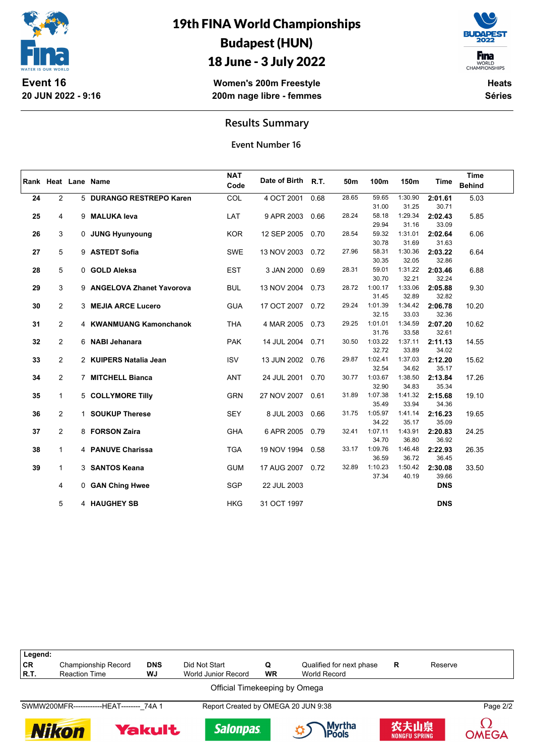# 19th FINA World Championships
# Budapest (HUN)
# 18 June - 3 July 2022

**Event 16**
**20 JUN 2022 - 9:16**

**Women's 200m Freestyle**
**200m nage libre - femmes**

**Heats**
**Séries**

## Results Summary

### Event Number 16

| Rank | Heat | Lane | Name | NAT Code | Date of Birth | R.T. | 50m | 100m | 150m | Time | Time Behind |
|---|---|---|---|---|---|---|---|---|---|---|---|
| **24** | 2 | 5 | **DURANGO RESTREPO Karen** | COL | 4 OCT 2001 | 0.68 | 28.65 | 59.65 / 31.00 | 1:30.90 / 31.25 | **2:01.61** / 30.71 | 5.03 |
| **25** | 4 | 9 | **MALUKA Ieva** | LAT | 9 APR 2003 | 0.66 | 28.24 | 58.18 / 29.94 | 1:29.34 / 31.16 | **2:02.43** / 33.09 | 5.85 |
| **26** | 3 | 0 | **JUNG Hyunyoung** | KOR | 12 SEP 2005 | 0.70 | 28.54 | 59.32 / 30.78 | 1:31.01 / 31.69 | **2:02.64** / 31.63 | 6.06 |
| **27** | 5 | 9 | **ASTEDT Sofia** | SWE | 13 NOV 2003 | 0.72 | 27.96 | 58.31 / 30.35 | 1:30.36 / 32.05 | **2:03.22** / 32.86 | 6.64 |
| **28** | 5 | 0 | **GOLD Aleksa** | EST | 3 JAN 2000 | 0.69 | 28.31 | 59.01 / 30.70 | 1:31.22 / 32.21 | **2:03.46** / 32.24 | 6.88 |
| **29** | 3 | 9 | **ANGELOVA Zhanet Yavorova** | BUL | 13 NOV 2004 | 0.73 | 28.72 | 1:00.17 / 31.45 | 1:33.06 / 32.89 | **2:05.88** / 32.82 | 9.30 |
| **30** | 2 | 3 | **MEJIA ARCE Lucero** | GUA | 17 OCT 2007 | 0.72 | 29.24 | 1:01.39 / 32.15 | 1:34.42 / 33.03 | **2:06.78** / 32.36 | 10.20 |
| **31** | 2 | 4 | **KWANMUANG Kamonchanok** | THA | 4 MAR 2005 | 0.73 | 29.25 | 1:01.01 / 31.76 | 1:34.59 / 33.58 | **2:07.20** / 32.61 | 10.62 |
| **32** | 2 | 6 | **NABI Jehanara** | PAK | 14 JUL 2004 | 0.71 | 30.50 | 1:03.22 / 32.72 | 1:37.11 / 33.89 | **2:11.13** / 34.02 | 14.55 |
| **33** | 2 | 2 | **KUIPERS Natalia Jean** | ISV | 13 JUN 2002 | 0.76 | 29.87 | 1:02.41 / 32.54 | 1:37.03 / 34.62 | **2:12.20** / 35.17 | 15.62 |
| **34** | 2 | 7 | **MITCHELL Bianca** | ANT | 24 JUL 2001 | 0.70 | 30.77 | 1:03.67 / 32.90 | 1:38.50 / 34.83 | **2:13.84** / 35.34 | 17.26 |
| **35** | 1 | 5 | **COLLYMORE Tilly** | GRN | 27 NOV 2007 | 0.61 | 31.89 | 1:07.38 / 35.49 | 1:41.32 / 33.94 | **2:15.68** / 34.36 | 19.10 |
| **36** | 2 | 1 | **SOUKUP Therese** | SEY | 8 JUL 2003 | 0.66 | 31.75 | 1:05.97 / 34.22 | 1:41.14 / 35.17 | **2:16.23** / 35.09 | 19.65 |
| **37** | 2 | 8 | **FORSON Zaira** | GHA | 6 APR 2005 | 0.79 | 32.41 | 1:07.11 / 34.70 | 1:43.91 / 36.80 | **2:20.83** / 36.92 | 24.25 |
| **38** | 1 | 4 | **PANUVE Charissa** | TGA | 19 NOV 1994 | 0.58 | 33.17 | 1:09.76 / 36.59 | 1:46.48 / 36.72 | **2:22.93** / 36.45 | 26.35 |
| **39** | 1 | 3 | **SANTOS Keana** | GUM | 17 AUG 2007 | 0.72 | 32.89 | 1:10.23 / 37.34 | 1:50.42 / 40.19 | **2:30.08** / 39.66 | 33.50 |
| | 4 | 0 | **GAN Ching Hwee** | SGP | 22 JUL 2003 | | | | | **DNS** | |
| | 5 | 4 | **HAUGHEY SB** | HKG | 31 OCT 1997 | | | | | **DNS** | |

| Legend: | | | | | | | |
|---|---|---|---|---|---|---|---|
| CR | Championship Record | DNS | Did Not Start | Q | Qualified for next phase | R | Reserve |
| R.T. | Reaction Time | WJ | World Junior Record | WR | World Record | | |

Official Timekeeping by Omega

SWMW200MFR------------HEAT--------_74A 1 Report Created by OMEGA 20 JUN 9:38